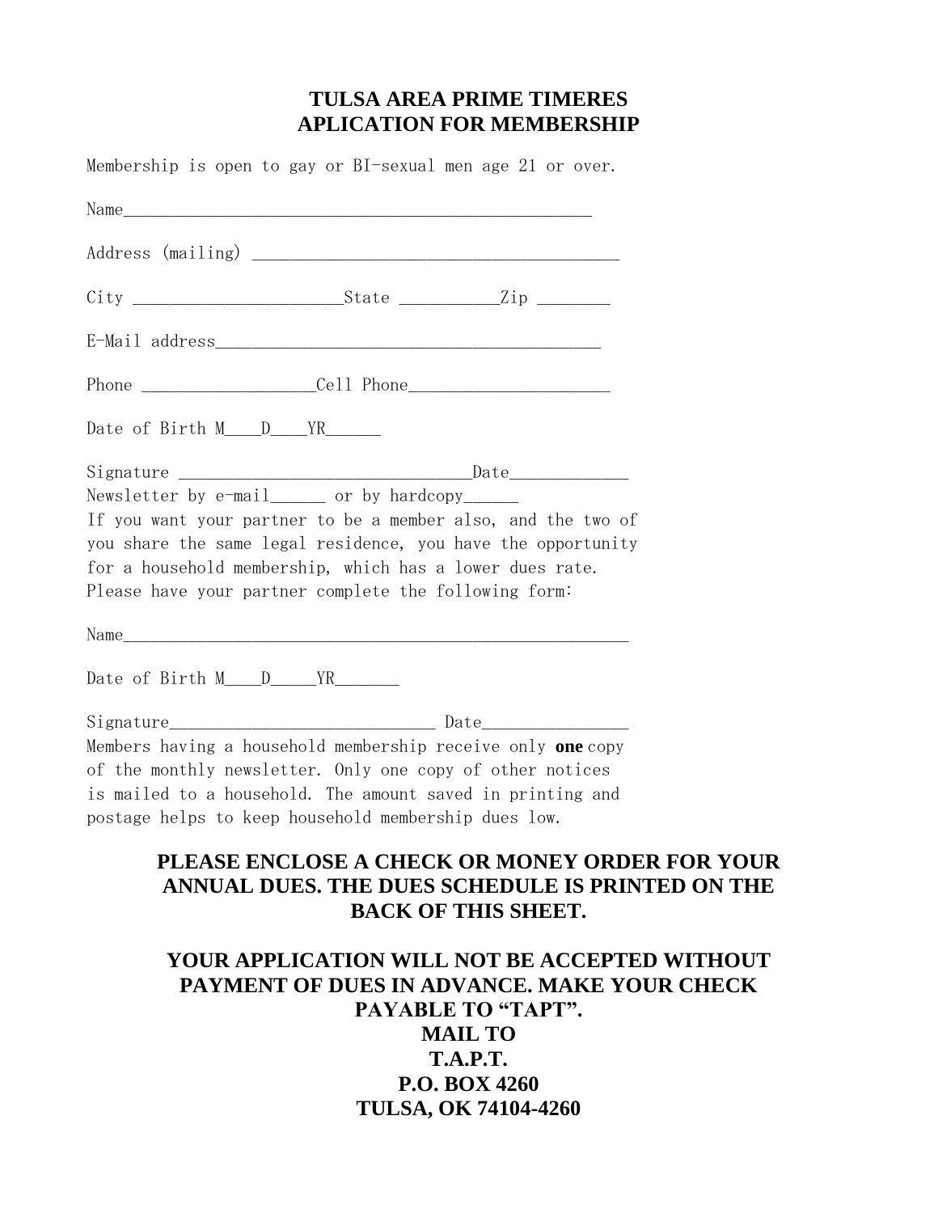# TULSA AREA PRIME TIMERES
# APLICATION FOR MEMBERSHIP

Membership is open to gay or BI-sexual men age 21 or over.

Name_____________________________________________________

Address (mailing) ________________________________________

City ________________________State ___________Zip ________

E-Mail address___________________________________________

Phone ____________________Cell Phone_______________________

Date of Birth M____D____YR______

Signature ________________________________Date_____________

Newsletter by e-mail______ or by hardcopy______

If you want your partner to be a member also, and the two of you share the same legal residence, you have the opportunity for a household membership, which has a lower dues rate. Please have your partner complete the following form:

Name_________________________________________________________

Date of Birth M____D_____YR_______

Signature_____________________________ Date________________

Members having a household membership receive only **one** copy of the monthly newsletter. Only one copy of other notices is mailed to a household. The amount saved in printing and postage helps to keep household membership dues low.

**PLEASE ENCLOSE A CHECK OR MONEY ORDER FOR YOUR ANNUAL DUES. THE DUES SCHEDULE IS PRINTED ON THE BACK OF THIS SHEET.**

**YOUR APPLICATION WILL NOT BE ACCEPTED WITHOUT PAYMENT OF DUES IN ADVANCE. MAKE YOUR CHECK PAYABLE TO "TAPT".**

**MAIL TO**
**T.A.P.T.**
**P.O. BOX 4260**
**TULSA, OK 74104-4260**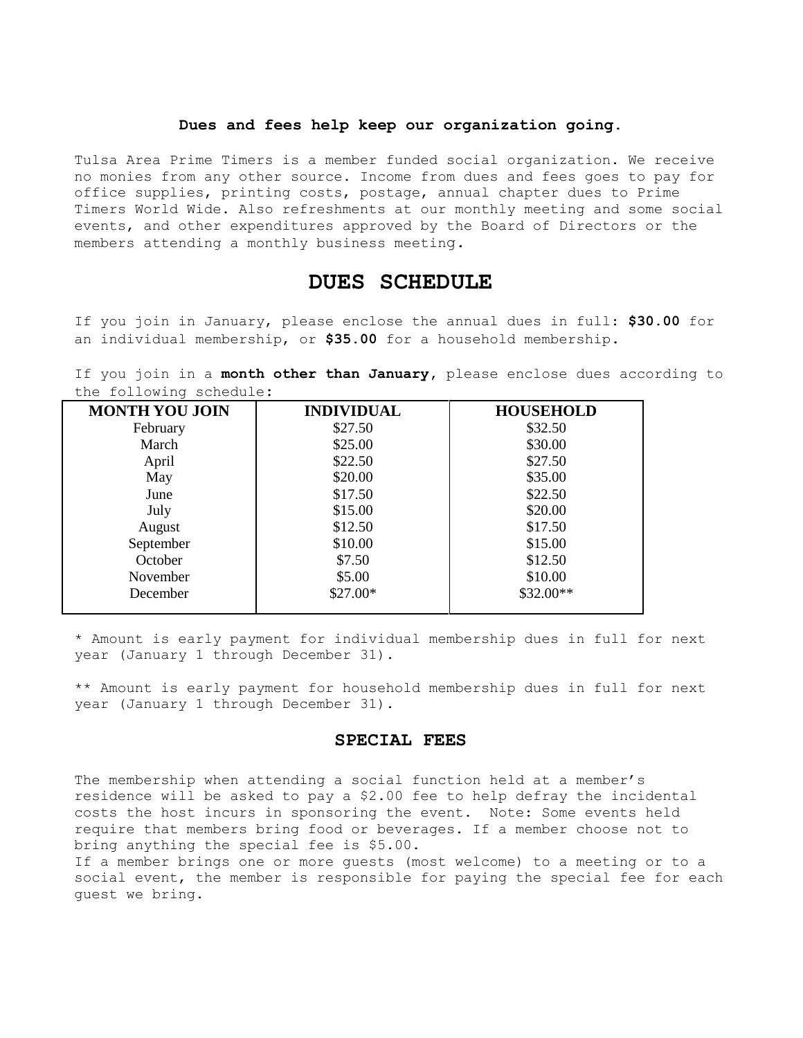**Dues and fees help keep our organization going.**

Tulsa Area Prime Timers is a member funded social organization. We receive no monies from any other source. Income from dues and fees goes to pay for office supplies, printing costs, postage, annual chapter dues to Prime Timers World Wide. Also refreshments at our monthly meeting and some social events, and other expenditures approved by the Board of Directors or the members attending a monthly business meeting.

# DUES SCHEDULE

If you join in January, please enclose the annual dues in full: **$30.00** for an individual membership, or **$35.00** for a household membership.

If you join in a **month other than January**, please enclose dues according to the following schedule:

| MONTH YOU JOIN | INDIVIDUAL | HOUSEHOLD |
|---|---|---|
| February | $27.50 | $32.50 |
| March | $25.00 | $30.00 |
| April | $22.50 | $27.50 |
| May | $20.00 | $35.00 |
| June | $17.50 | $22.50 |
| July | $15.00 | $20.00 |
| August | $12.50 | $17.50 |
| September | $10.00 | $15.00 |
| October | $7.50 | $12.50 |
| November | $5.00 | $10.00 |
| December | $27.00* | $32.00** |

* Amount is early payment for individual membership dues in full for next year (January 1 through December 31).

** Amount is early payment for household membership dues in full for next year (January 1 through December 31).

### SPECIAL FEES

The membership when attending a social function held at a member's residence will be asked to pay a $2.00 fee to help defray the incidental costs the host incurs in sponsoring the event. Note: Some events held require that members bring food or beverages. If a member choose not to bring anything the special fee is $5.00.
If a member brings one or more guests (most welcome) to a meeting or to a social event, the member is responsible for paying the special fee for each guest we bring.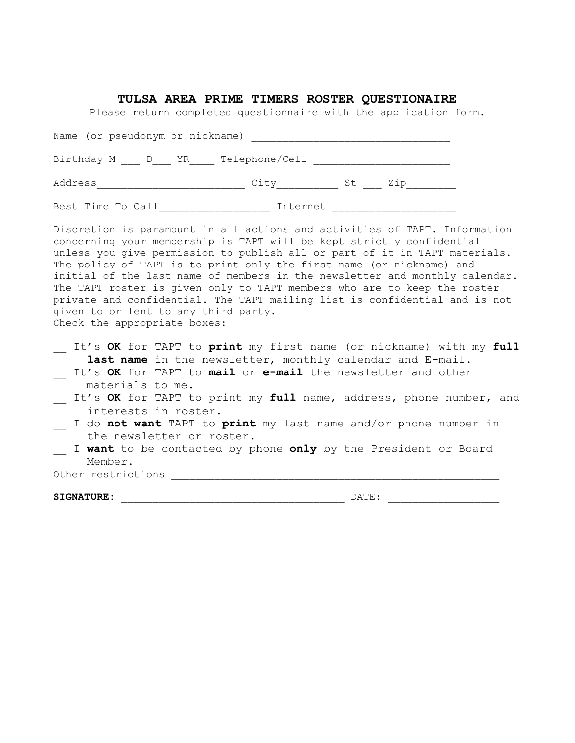# TULSA AREA PRIME TIMERS ROSTER QUESTIONAIRE

Please return completed questionnaire with the application form.

Name (or pseudonym or nickname) _______________________________

Birthday M ___ D___ YR____ Telephone/Cell _____________________

Address_______________________ City_________ St ___ Zip_______

Best Time To Call_________________ Internet ___________________

Discretion is paramount in all actions and activities of TAPT. Information concerning your membership is TAPT will be kept strictly confidential unless you give permission to publish all or part of it in TAPT materials. The policy of TAPT is to print only the first name (or nickname) and initial of the last name of members in the newsletter and monthly calendar. The TAPT roster is given only to TAPT members who are to keep the roster private and confidential. The TAPT mailing list is confidential and is not given to or lent to any third party.

Check the appropriate boxes:

__ It's **OK** for TAPT to **print** my first name (or nickname) with my **full last name** in the newsletter, monthly calendar and E-mail.

__ It's **OK** for TAPT to **mail** or **e-mail** the newsletter and other materials to me.

__ It's **OK** for TAPT to print my **full** name, address, phone number, and interests in roster.

__ I do **not want** TAPT to **print** my last name and/or phone number in the newsletter or roster.

__ I **want** to be contacted by phone **only** by the President or Board Member.

Other restrictions ____________________________________________________

**SIGNATURE:** ____________________________________ DATE: _________________